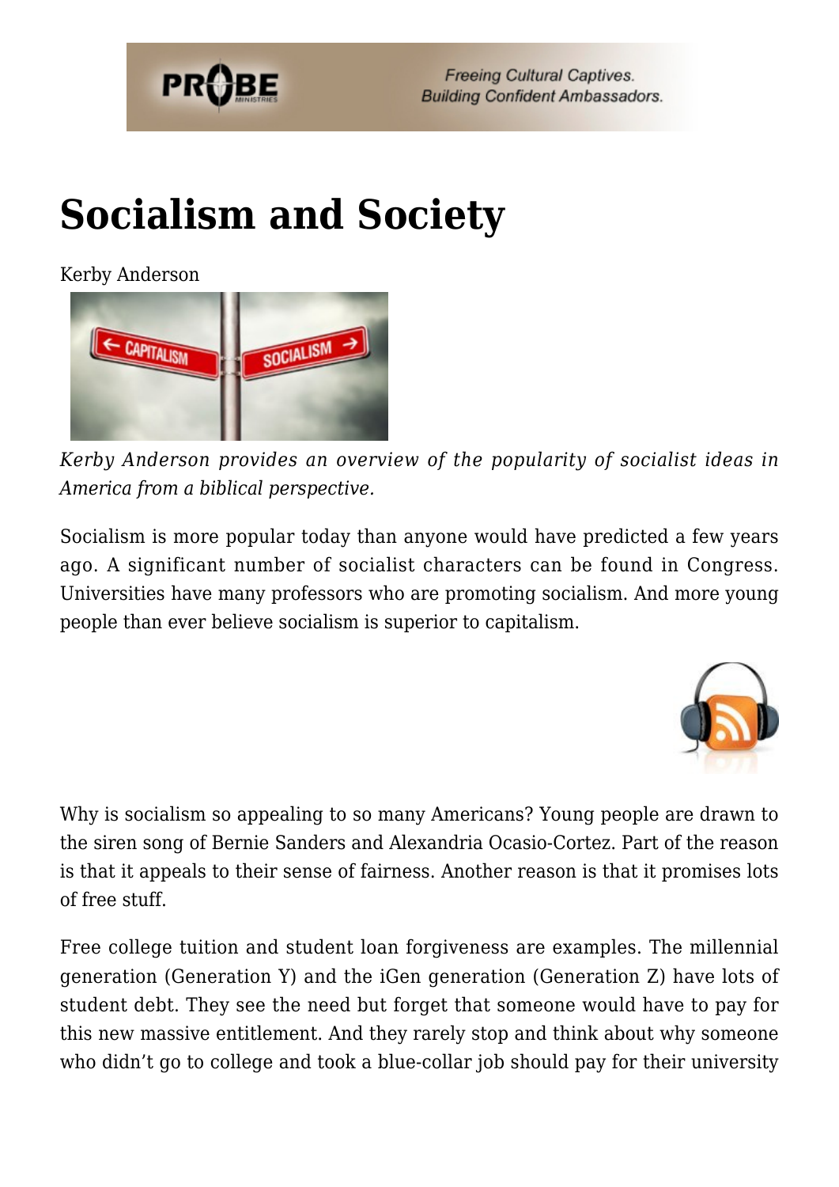# Socialism and Society

Kerby Anderson

*Kerby Anderson provides an overview of the popularity of socialist ideas in America from a biblical perspective.*

Socialism is more popular today than anyone would have predicted a few years ago. A significant number of socialist characters can be found in Congress. Universities have many professors who are promoting socialism. And more young people than ever believe socialism is superior to capitalism.

Why is socialism so appealing to so many Americans? Young people are drawn to the siren song of Bernie Sanders and Alexandria Ocasio-Cortez. Part of the reason is that it appeals to their sense of fairness. Another reason is that it promises lots of free stuff.

Free college tuition and student loan forgiveness are examples. The millennial generation (Generation Y) and the iGen generation (Generation Z) have lots of student debt. They see the need but forget that someone would have to pay for this new massive entitlement. And they rarely stop and think about why someone who didn't go to college and took a blue-collar job should pay for their university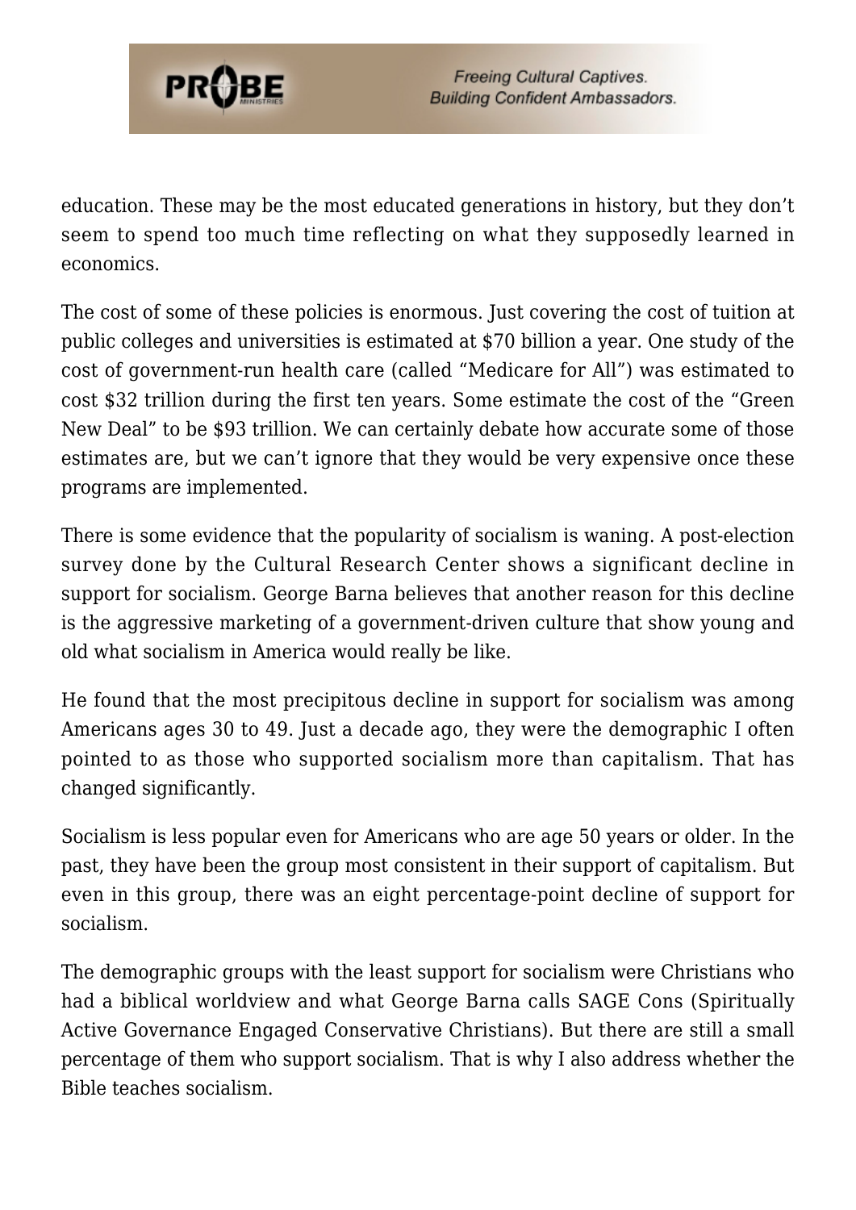education. These may be the most educated generations in history, but they don't seem to spend too much time reflecting on what they supposedly learned in economics.

The cost of some of these policies is enormous. Just covering the cost of tuition at public colleges and universities is estimated at $70 billion a year. One study of the cost of government-run health care (called "Medicare for All") was estimated to cost $32 trillion during the first ten years. Some estimate the cost of the "Green New Deal" to be $93 trillion. We can certainly debate how accurate some of those estimates are, but we can't ignore that they would be very expensive once these programs are implemented.

There is some evidence that the popularity of socialism is waning. A post-election survey done by the Cultural Research Center shows a significant decline in support for socialism. George Barna believes that another reason for this decline is the aggressive marketing of a government-driven culture that show young and old what socialism in America would really be like.

He found that the most precipitous decline in support for socialism was among Americans ages 30 to 49. Just a decade ago, they were the demographic I often pointed to as those who supported socialism more than capitalism. That has changed significantly.

Socialism is less popular even for Americans who are age 50 years or older. In the past, they have been the group most consistent in their support of capitalism. But even in this group, there was an eight percentage-point decline of support for socialism.

The demographic groups with the least support for socialism were Christians who had a biblical worldview and what George Barna calls SAGE Cons (Spiritually Active Governance Engaged Conservative Christians). But there are still a small percentage of them who support socialism. That is why I also address whether the Bible teaches socialism.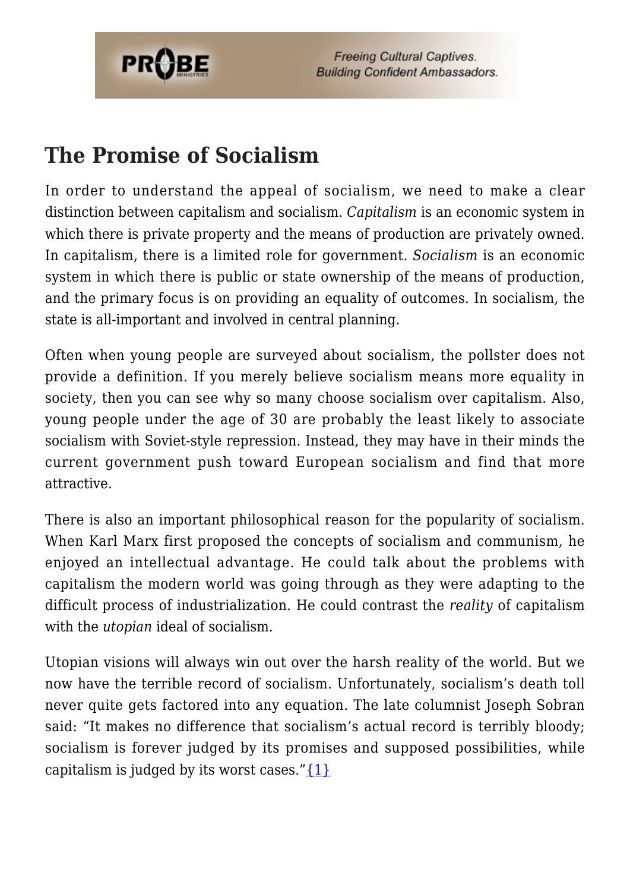## The Promise of Socialism

In order to understand the appeal of socialism, we need to make a clear distinction between capitalism and socialism. *Capitalism* is an economic system in which there is private property and the means of production are privately owned. In capitalism, there is a limited role for government. *Socialism* is an economic system in which there is public or state ownership of the means of production, and the primary focus is on providing an equality of outcomes. In socialism, the state is all-important and involved in central planning.

Often when young people are surveyed about socialism, the pollster does not provide a definition. If you merely believe socialism means more equality in society, then you can see why so many choose socialism over capitalism. Also, young people under the age of 30 are probably the least likely to associate socialism with Soviet-style repression. Instead, they may have in their minds the current government push toward European socialism and find that more attractive.

There is also an important philosophical reason for the popularity of socialism. When Karl Marx first proposed the concepts of socialism and communism, he enjoyed an intellectual advantage. He could talk about the problems with capitalism the modern world was going through as they were adapting to the difficult process of industrialization. He could contrast the *reality* of capitalism with the *utopian* ideal of socialism.

Utopian visions will always win out over the harsh reality of the world. But we now have the terrible record of socialism. Unfortunately, socialism's death toll never quite gets factored into any equation. The late columnist Joseph Sobran said: "It makes no difference that socialism's actual record is terribly bloody; socialism is forever judged by its promises and supposed possibilities, while capitalism is judged by its worst cases."{1}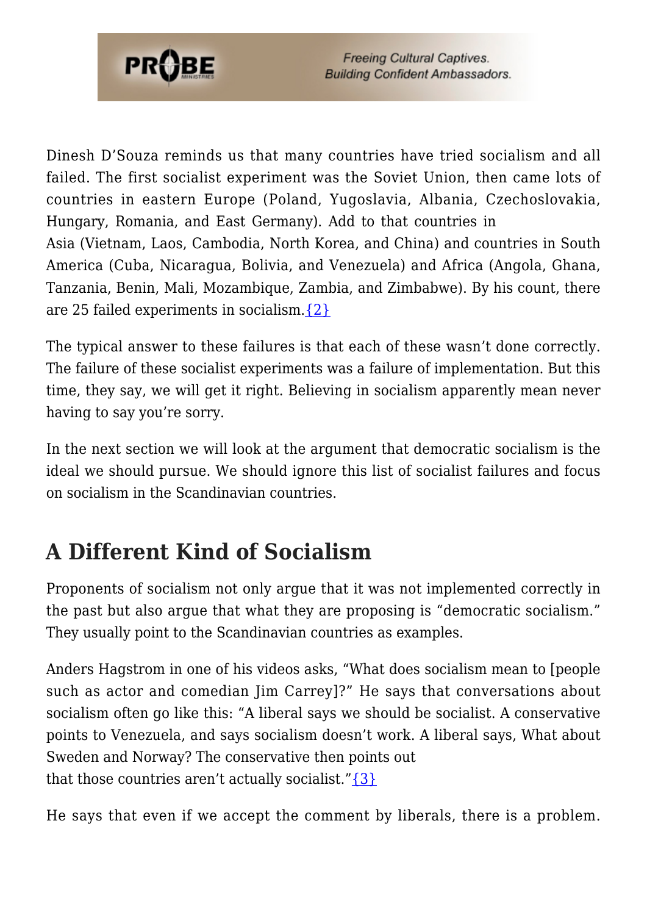Dinesh D'Souza reminds us that many countries have tried socialism and all failed. The first socialist experiment was the Soviet Union, then came lots of countries in eastern Europe (Poland, Yugoslavia, Albania, Czechoslovakia, Hungary, Romania, and East Germany). Add to that countries in Asia (Vietnam, Laos, Cambodia, North Korea, and China) and countries in South America (Cuba, Nicaragua, Bolivia, and Venezuela) and Africa (Angola, Ghana, Tanzania, Benin, Mali, Mozambique, Zambia, and Zimbabwe). By his count, there are 25 failed experiments in socialism.{2}

The typical answer to these failures is that each of these wasn't done correctly. The failure of these socialist experiments was a failure of implementation. But this time, they say, we will get it right. Believing in socialism apparently mean never having to say you're sorry.

In the next section we will look at the argument that democratic socialism is the ideal we should pursue. We should ignore this list of socialist failures and focus on socialism in the Scandinavian countries.

## A Different Kind of Socialism

Proponents of socialism not only argue that it was not implemented correctly in the past but also argue that what they are proposing is "democratic socialism." They usually point to the Scandinavian countries as examples.

Anders Hagstrom in one of his videos asks, "What does socialism mean to [people such as actor and comedian Jim Carrey]?" He says that conversations about socialism often go like this: "A liberal says we should be socialist. A conservative points to Venezuela, and says socialism doesn't work. A liberal says, What about Sweden and Norway? The conservative then points out that those countries aren't actually socialist."{3}

He says that even if we accept the comment by liberals, there is a problem.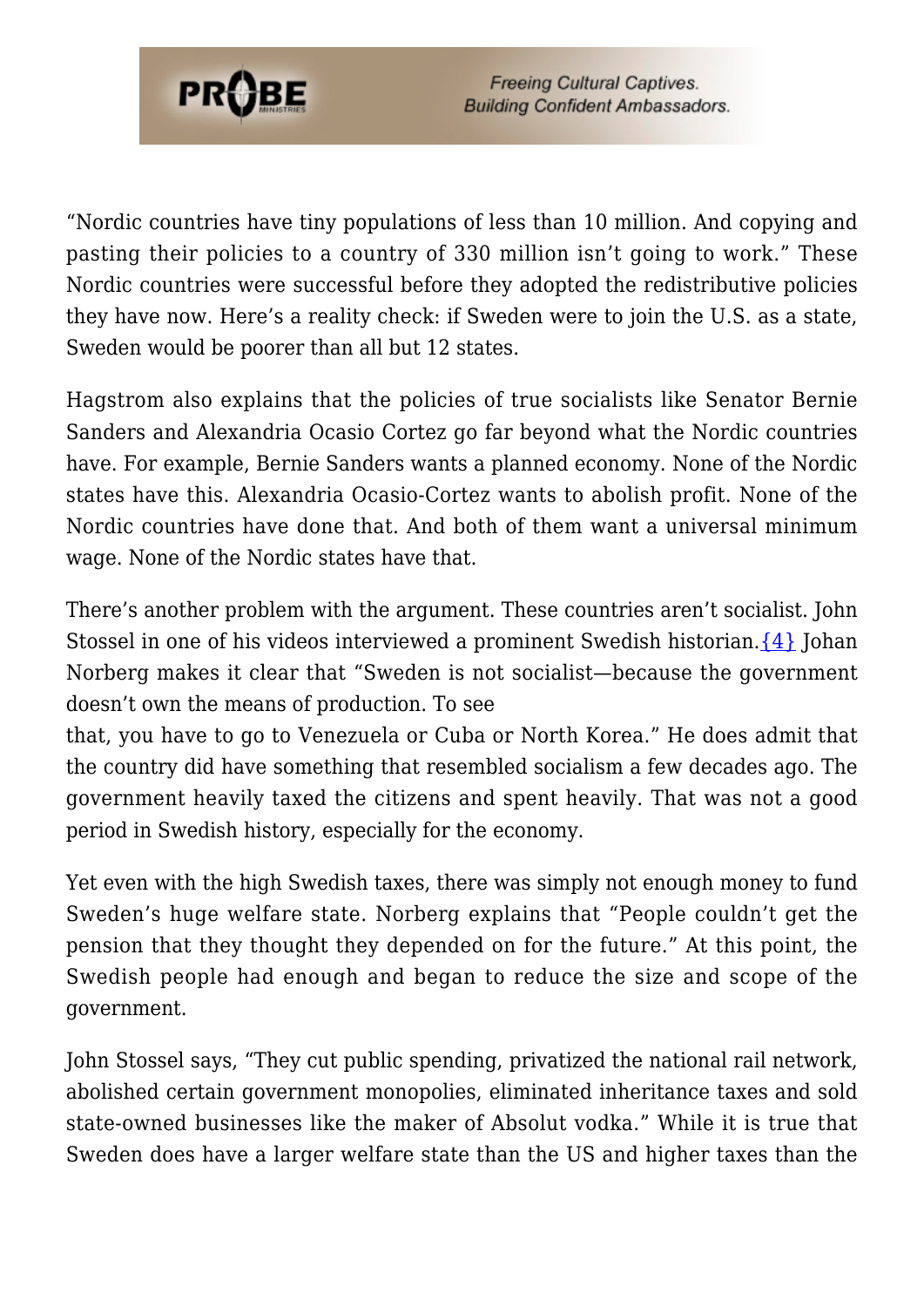"Nordic countries have tiny populations of less than 10 million. And copying and pasting their policies to a country of 330 million isn't going to work." These Nordic countries were successful before they adopted the redistributive policies they have now. Here's a reality check: if Sweden were to join the U.S. as a state, Sweden would be poorer than all but 12 states.

Hagstrom also explains that the policies of true socialists like Senator Bernie Sanders and Alexandria Ocasio Cortez go far beyond what the Nordic countries have. For example, Bernie Sanders wants a planned economy. None of the Nordic states have this. Alexandria Ocasio-Cortez wants to abolish profit. None of the Nordic countries have done that. And both of them want a universal minimum wage. None of the Nordic states have that.

There's another problem with the argument. These countries aren't socialist. John Stossel in one of his videos interviewed a prominent Swedish historian.{4} Johan Norberg makes it clear that "Sweden is not socialist—because the government doesn't own the means of production. To see that, you have to go to Venezuela or Cuba or North Korea." He does admit that the country did have something that resembled socialism a few decades ago. The government heavily taxed the citizens and spent heavily. That was not a good period in Swedish history, especially for the economy.

Yet even with the high Swedish taxes, there was simply not enough money to fund Sweden's huge welfare state. Norberg explains that "People couldn't get the pension that they thought they depended on for the future." At this point, the Swedish people had enough and began to reduce the size and scope of the government.

John Stossel says, "They cut public spending, privatized the national rail network, abolished certain government monopolies, eliminated inheritance taxes and sold state-owned businesses like the maker of Absolut vodka." While it is true that Sweden does have a larger welfare state than the US and higher taxes than the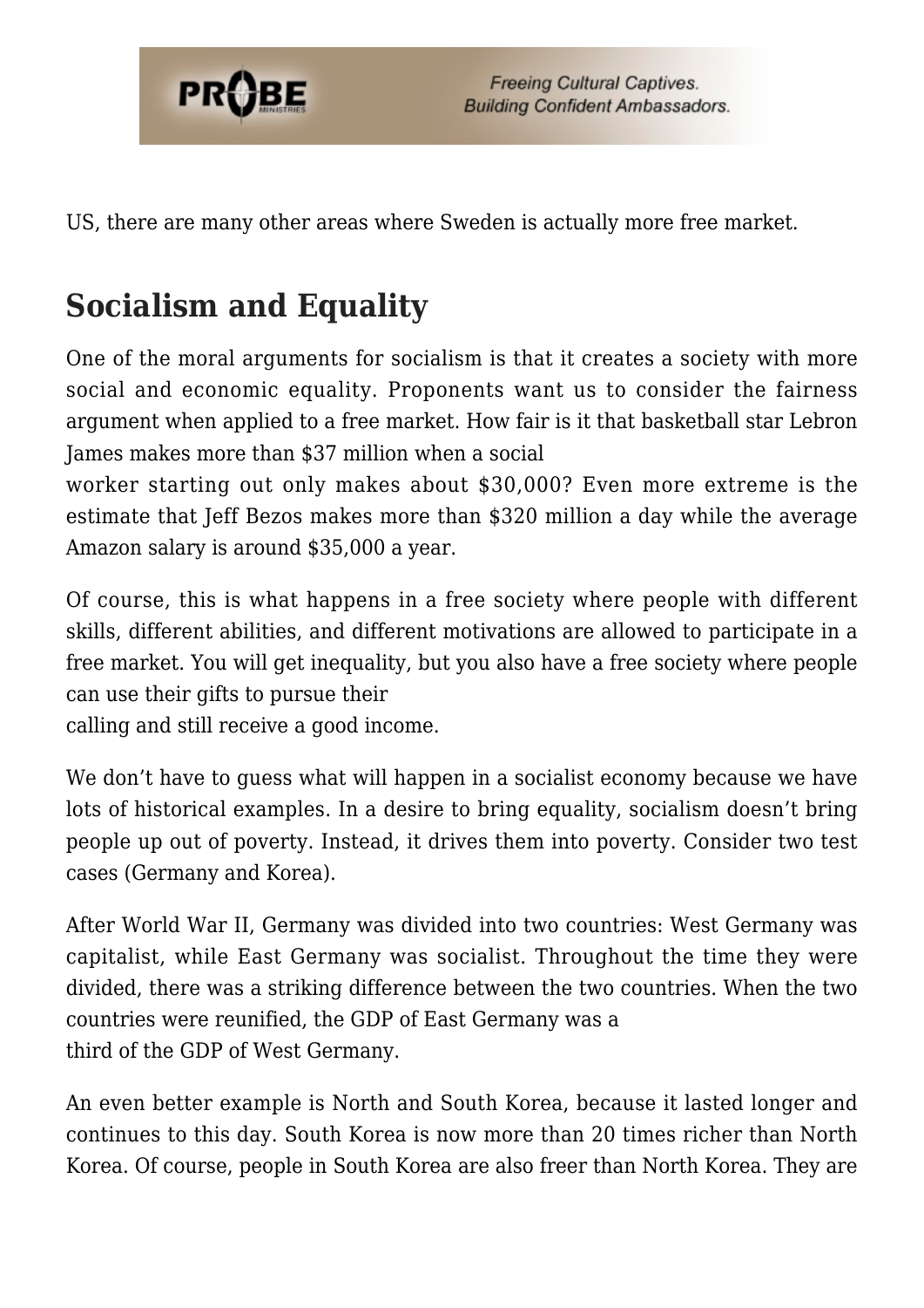US, there are many other areas where Sweden is actually more free market.

## Socialism and Equality

One of the moral arguments for socialism is that it creates a society with more social and economic equality. Proponents want us to consider the fairness argument when applied to a free market. How fair is it that basketball star Lebron James makes more than $37 million when a social worker starting out only makes about $30,000? Even more extreme is the estimate that Jeff Bezos makes more than $320 million a day while the average Amazon salary is around $35,000 a year.

Of course, this is what happens in a free society where people with different skills, different abilities, and different motivations are allowed to participate in a free market. You will get inequality, but you also have a free society where people can use their gifts to pursue their calling and still receive a good income.

We don't have to guess what will happen in a socialist economy because we have lots of historical examples. In a desire to bring equality, socialism doesn't bring people up out of poverty. Instead, it drives them into poverty. Consider two test cases (Germany and Korea).

After World War II, Germany was divided into two countries: West Germany was capitalist, while East Germany was socialist. Throughout the time they were divided, there was a striking difference between the two countries. When the two countries were reunified, the GDP of East Germany was a third of the GDP of West Germany.

An even better example is North and South Korea, because it lasted longer and continues to this day. South Korea is now more than 20 times richer than North Korea. Of course, people in South Korea are also freer than North Korea. They are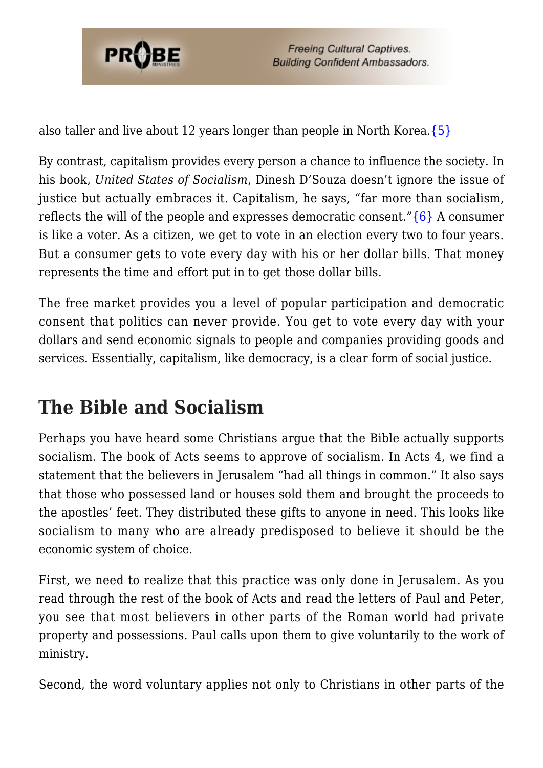also taller and live about 12 years longer than people in North Korea.{5}

By contrast, capitalism provides every person a chance to influence the society. In his book, *United States of Socialism*, Dinesh D'Souza doesn't ignore the issue of justice but actually embraces it. Capitalism, he says, "far more than socialism, reflects the will of the people and expresses democratic consent."{6} A consumer is like a voter. As a citizen, we get to vote in an election every two to four years. But a consumer gets to vote every day with his or her dollar bills. That money represents the time and effort put in to get those dollar bills.

The free market provides you a level of popular participation and democratic consent that politics can never provide. You get to vote every day with your dollars and send economic signals to people and companies providing goods and services. Essentially, capitalism, like democracy, is a clear form of social justice.

## The Bible and Socialism

Perhaps you have heard some Christians argue that the Bible actually supports socialism. The book of Acts seems to approve of socialism. In Acts 4, we find a statement that the believers in Jerusalem "had all things in common." It also says that those who possessed land or houses sold them and brought the proceeds to the apostles' feet. They distributed these gifts to anyone in need. This looks like socialism to many who are already predisposed to believe it should be the economic system of choice.

First, we need to realize that this practice was only done in Jerusalem. As you read through the rest of the book of Acts and read the letters of Paul and Peter, you see that most believers in other parts of the Roman world had private property and possessions. Paul calls upon them to give voluntarily to the work of ministry.

Second, the word voluntary applies not only to Christians in other parts of the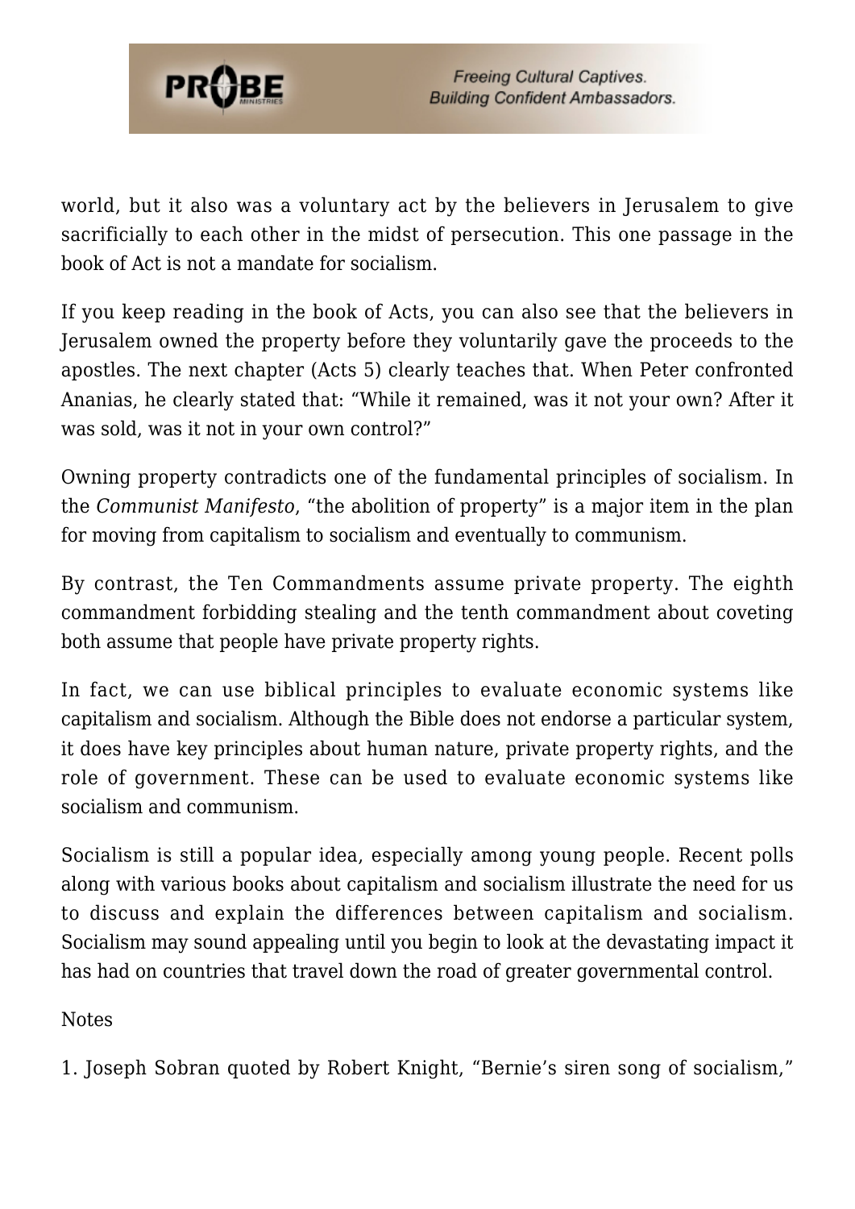world, but it also was a voluntary act by the believers in Jerusalem to give sacrificially to each other in the midst of persecution. This one passage in the book of Act is not a mandate for socialism.

If you keep reading in the book of Acts, you can also see that the believers in Jerusalem owned the property before they voluntarily gave the proceeds to the apostles. The next chapter (Acts 5) clearly teaches that. When Peter confronted Ananias, he clearly stated that: "While it remained, was it not your own? After it was sold, was it not in your own control?"

Owning property contradicts one of the fundamental principles of socialism. In the *Communist Manifesto*, "the abolition of property" is a major item in the plan for moving from capitalism to socialism and eventually to communism.

By contrast, the Ten Commandments assume private property. The eighth commandment forbidding stealing and the tenth commandment about coveting both assume that people have private property rights.

In fact, we can use biblical principles to evaluate economic systems like capitalism and socialism. Although the Bible does not endorse a particular system, it does have key principles about human nature, private property rights, and the role of government. These can be used to evaluate economic systems like socialism and communism.

Socialism is still a popular idea, especially among young people. Recent polls along with various books about capitalism and socialism illustrate the need for us to discuss and explain the differences between capitalism and socialism. Socialism may sound appealing until you begin to look at the devastating impact it has had on countries that travel down the road of greater governmental control.

Notes

1. Joseph Sobran quoted by Robert Knight, "Bernie's siren song of socialism,"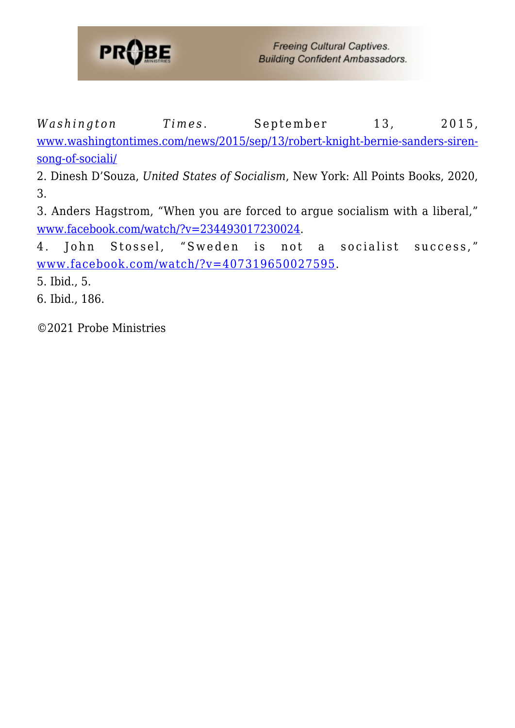*Washington Times*. September 13, 2015, www.washingtontimes.com/news/2015/sep/13/robert-knight-bernie-sanders-siren-song-of-sociali/

2. Dinesh D'Souza, *United States of Socialism*, New York: All Points Books, 2020, 3.

3. Anders Hagstrom, "When you are forced to argue socialism with a liberal," www.facebook.com/watch/?v=234493017230024.

4. John Stossel, "Sweden is not a socialist success," www.facebook.com/watch/?v=407319650027595.

5. Ibid., 5.

6. Ibid., 186.

©2021 Probe Ministries